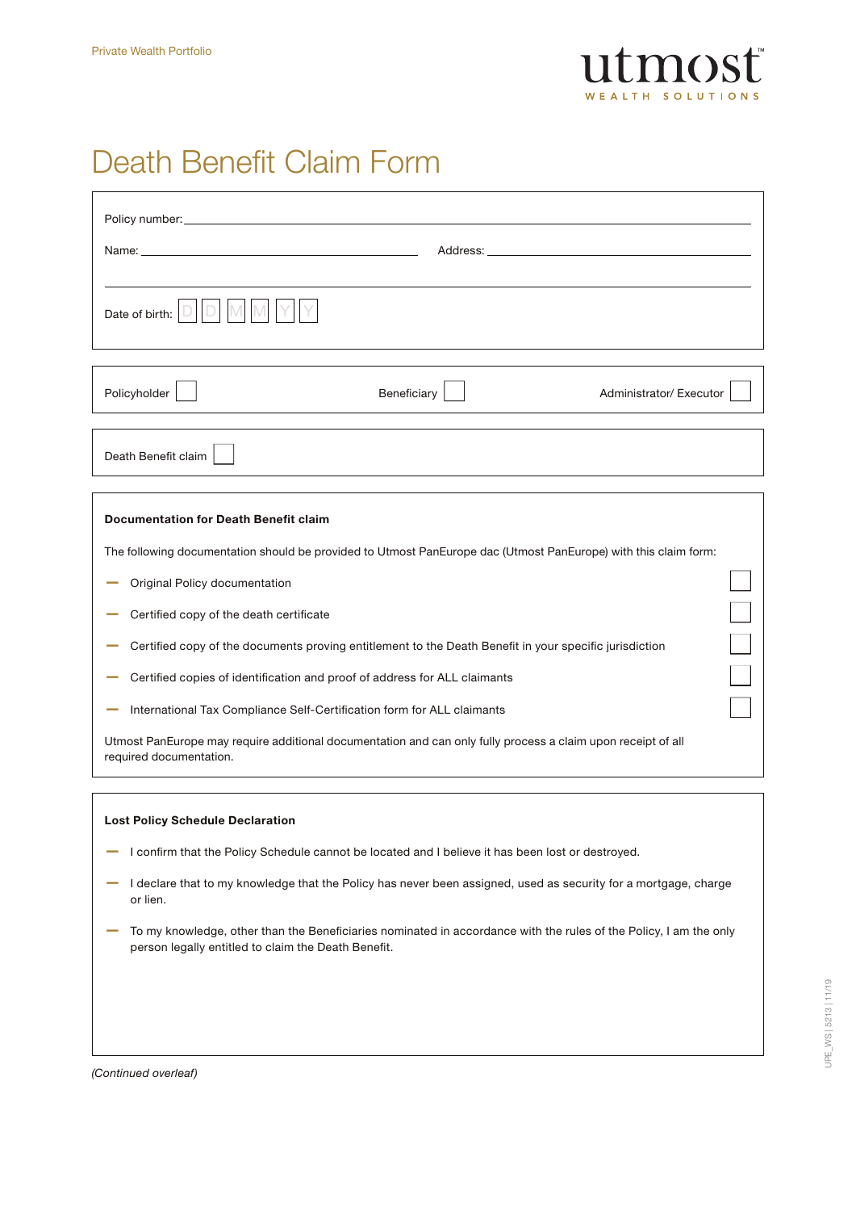Private Wealth Portfolio

utmost
WEALTH SOLUTIONS

# Death Benefit Claim Form

Policy number: \_\_\_\_\_\_\_\_\_\_\_\_\_\_\_\_\_\_\_\_\_\_\_\_\_\_\_\_\_\_\_\_

Name: \_\_\_\_\_\_\_\_\_\_\_\_\_\_\_\_\_\_\_\_ Address: \_\_\_\_\_\_\_\_\_\_\_\_\_\_\_\_\_\_\_\_

Date of birth: D D M M Y Y

Policyholder ☐ Beneficiary ☐ Administrator/ Executor ☐

Death Benefit claim ☐

**Documentation for Death Benefit claim**

The following documentation should be provided to Utmost PanEurope dac (Utmost PanEurope) with this claim form:

- Original Policy documentation ☐
- Certified copy of the death certificate ☐
- Certified copy of the documents proving entitlement to the Death Benefit in your specific jurisdiction ☐
- Certified copies of identification and proof of address for ALL claimants ☐
- International Tax Compliance Self-Certification form for ALL claimants ☐

Utmost PanEurope may require additional documentation and can only fully process a claim upon receipt of all required documentation.

**Lost Policy Schedule Declaration**

- I confirm that the Policy Schedule cannot be located and I believe it has been lost or destroyed.
- I declare that to my knowledge that the Policy has never been assigned, used as security for a mortgage, charge or lien.
- To my knowledge, other than the Beneficiaries nominated in accordance with the rules of the Policy, I am the only person legally entitled to claim the Death Benefit.

*(Continued overleaf)*

UPE_WS | 5213 | 11/19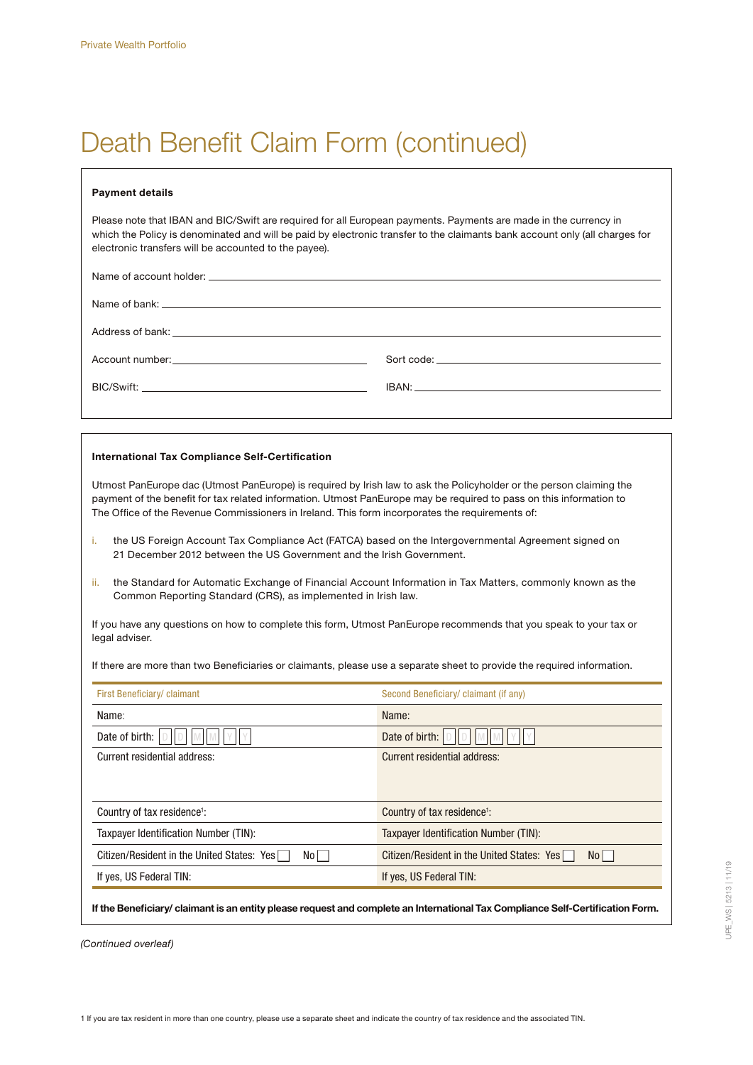# Death Benefit Claim Form (continued)

**Payment details**

Please note that IBAN and BIC/Swift are required for all European payments. Payments are made in the currency in which the Policy is denominated and will be paid by electronic transfer to the claimants bank account only (all charges for electronic transfers will be accounted to the payee).

Name of account holder: ______________________________

Name of bank: ______________________________

Address of bank: ______________________________

Account number: ______________________ Sort code: ______________________

BIC/Swift: ______________________ IBAN: ______________________

**International Tax Compliance Self-Certification**

Utmost PanEurope dac (Utmost PanEurope) is required by Irish law to ask the Policyholder or the person claiming the payment of the benefit for tax related information. Utmost PanEurope may be required to pass on this information to The Office of the Revenue Commissioners in Ireland. This form incorporates the requirements of:

i. the US Foreign Account Tax Compliance Act (FATCA) based on the Intergovernmental Agreement signed on 21 December 2012 between the US Government and the Irish Government.

ii. the Standard for Automatic Exchange of Financial Account Information in Tax Matters, commonly known as the Common Reporting Standard (CRS), as implemented in Irish law.

If you have any questions on how to complete this form, Utmost PanEurope recommends that you speak to your tax or legal adviser.

If there are more than two Beneficiaries or claimants, please use a separate sheet to provide the required information.

| First Beneficiary/ claimant | Second Beneficiary/ claimant (if any) |
|---|---|
| Name: | Name: |
| Date of birth: D D M M Y Y | Date of birth: D D M M Y Y |
| Current residential address: | Current residential address: |
| Country of tax residence[1]: | Country of tax residence[1]: |
| Taxpayer Identification Number (TIN): | Taxpayer Identification Number (TIN): |
| Citizen/Resident in the United States: Yes ☐ No ☐ | Citizen/Resident in the United States: Yes ☐ No ☐ |
| If yes, US Federal TIN: | If yes, US Federal TIN: |

**If the Beneficiary/ claimant is an entity please request and complete an International Tax Compliance Self-Certification Form.**

*(Continued overleaf)*

1 If you are tax resident in more than one country, please use a separate sheet and indicate the country of tax residence and the associated TIN.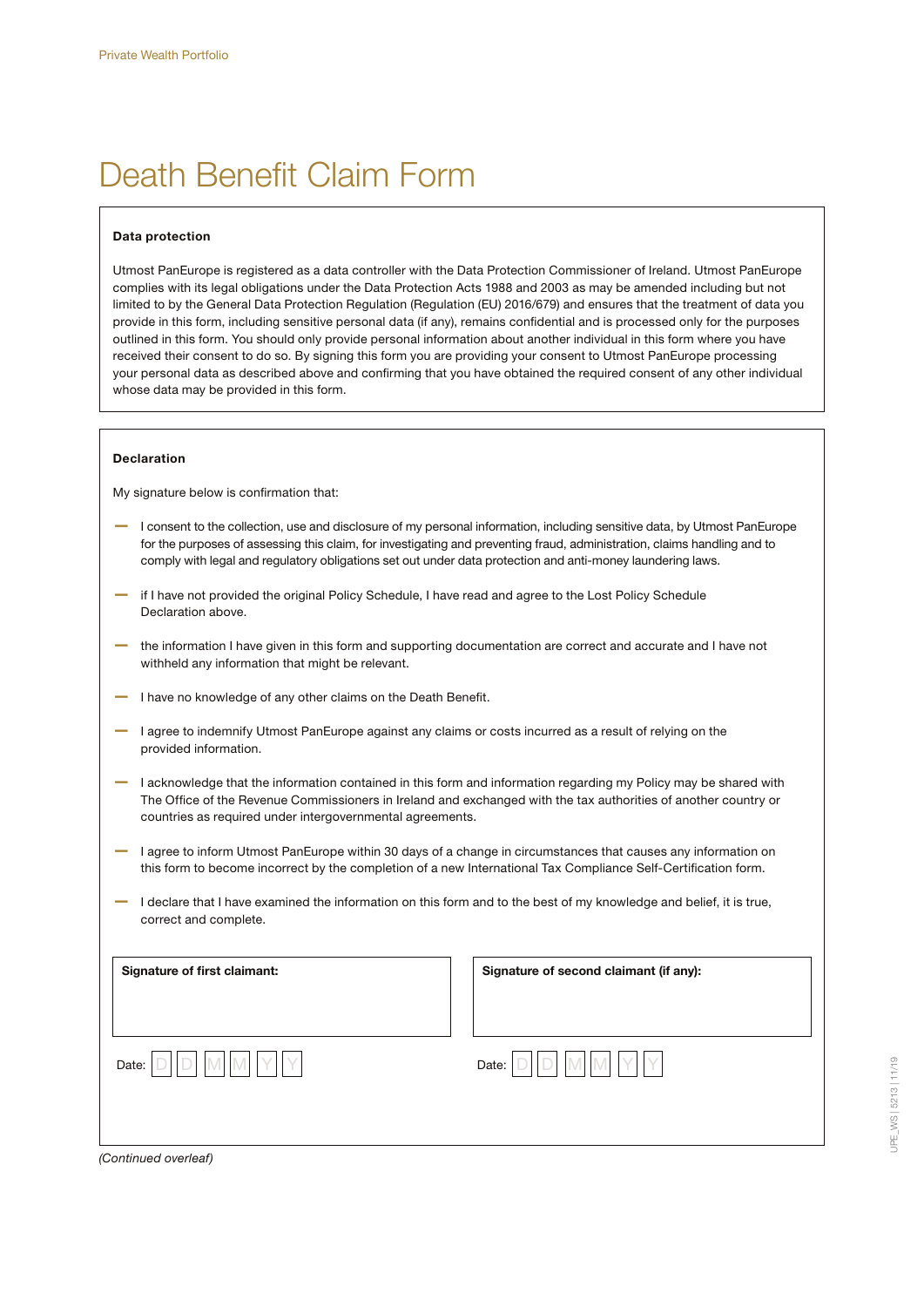# Death Benefit Claim Form

**Data protection**

Utmost PanEurope is registered as a data controller with the Data Protection Commissioner of Ireland. Utmost PanEurope complies with its legal obligations under the Data Protection Acts 1988 and 2003 as may be amended including but not limited to by the General Data Protection Regulation (Regulation (EU) 2016/679) and ensures that the treatment of data you provide in this form, including sensitive personal data (if any), remains confidential and is processed only for the purposes outlined in this form. You should only provide personal information about another individual in this form where you have received their consent to do so. By signing this form you are providing your consent to Utmost PanEurope processing your personal data as described above and confirming that you have obtained the required consent of any other individual whose data may be provided in this form.

**Declaration**

My signature below is confirmation that:

- I consent to the collection, use and disclosure of my personal information, including sensitive data, by Utmost PanEurope for the purposes of assessing this claim, for investigating and preventing fraud, administration, claims handling and to comply with legal and regulatory obligations set out under data protection and anti-money laundering laws.
- if I have not provided the original Policy Schedule, I have read and agree to the Lost Policy Schedule Declaration above.
- the information I have given in this form and supporting documentation are correct and accurate and I have not withheld any information that might be relevant.
- I have no knowledge of any other claims on the Death Benefit.
- I agree to indemnify Utmost PanEurope against any claims or costs incurred as a result of relying on the provided information.
- I acknowledge that the information contained in this form and information regarding my Policy may be shared with The Office of the Revenue Commissioners in Ireland and exchanged with the tax authorities of another country or countries as required under intergovernmental agreements.
- I agree to inform Utmost PanEurope within 30 days of a change in circumstances that causes any information on this form to become incorrect by the completion of a new International Tax Compliance Self-Certification form.
- I declare that I have examined the information on this form and to the best of my knowledge and belief, it is true, correct and complete.

**Signature of first claimant:**

Date: D D M M Y Y

**Signature of second claimant (if any):**

Date: D D M M Y Y

*(Continued overleaf)*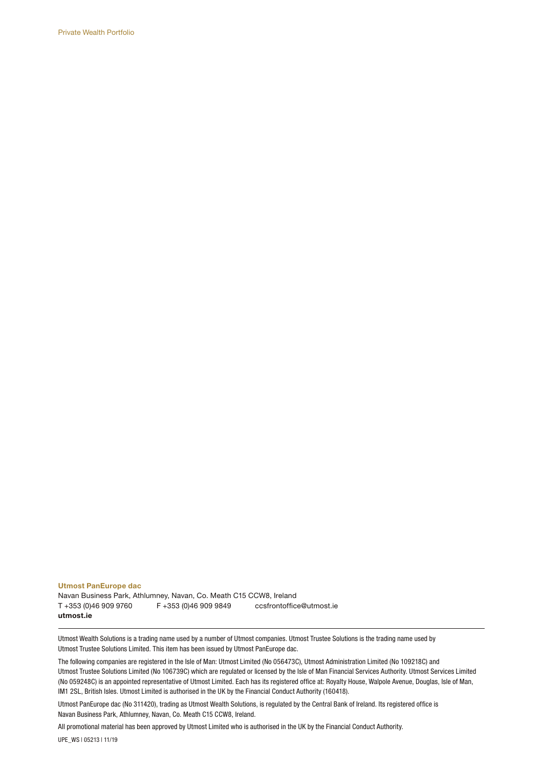**Utmost PanEurope dac**

Navan Business Park, Athlumney, Navan, Co. Meath C15 CCW8, Ireland

T +353 (0)46 909 9760  F +353 (0)46 909 9849  ccsfrontoffice@utmost.ie

**utmost.ie**

---

Utmost Wealth Solutions is a trading name used by a number of Utmost companies. Utmost Trustee Solutions is the trading name used by Utmost Trustee Solutions Limited. This item has been issued by Utmost PanEurope dac.

The following companies are registered in the Isle of Man: Utmost Limited (No 056473C), Utmost Administration Limited (No 109218C) and Utmost Trustee Solutions Limited (No 106739C) which are regulated or licensed by the Isle of Man Financial Services Authority. Utmost Services Limited (No 059248C) is an appointed representative of Utmost Limited. Each has its registered office at: Royalty House, Walpole Avenue, Douglas, Isle of Man, IM1 2SL, British Isles. Utmost Limited is authorised in the UK by the Financial Conduct Authority (160418).

Utmost PanEurope dac (No 311420), trading as Utmost Wealth Solutions, is regulated by the Central Bank of Ireland. Its registered office is Navan Business Park, Athlumney, Navan, Co. Meath C15 CCW8, Ireland.

All promotional material has been approved by Utmost Limited who is authorised in the UK by the Financial Conduct Authority.

UPE_WS | 05213 | 11/19